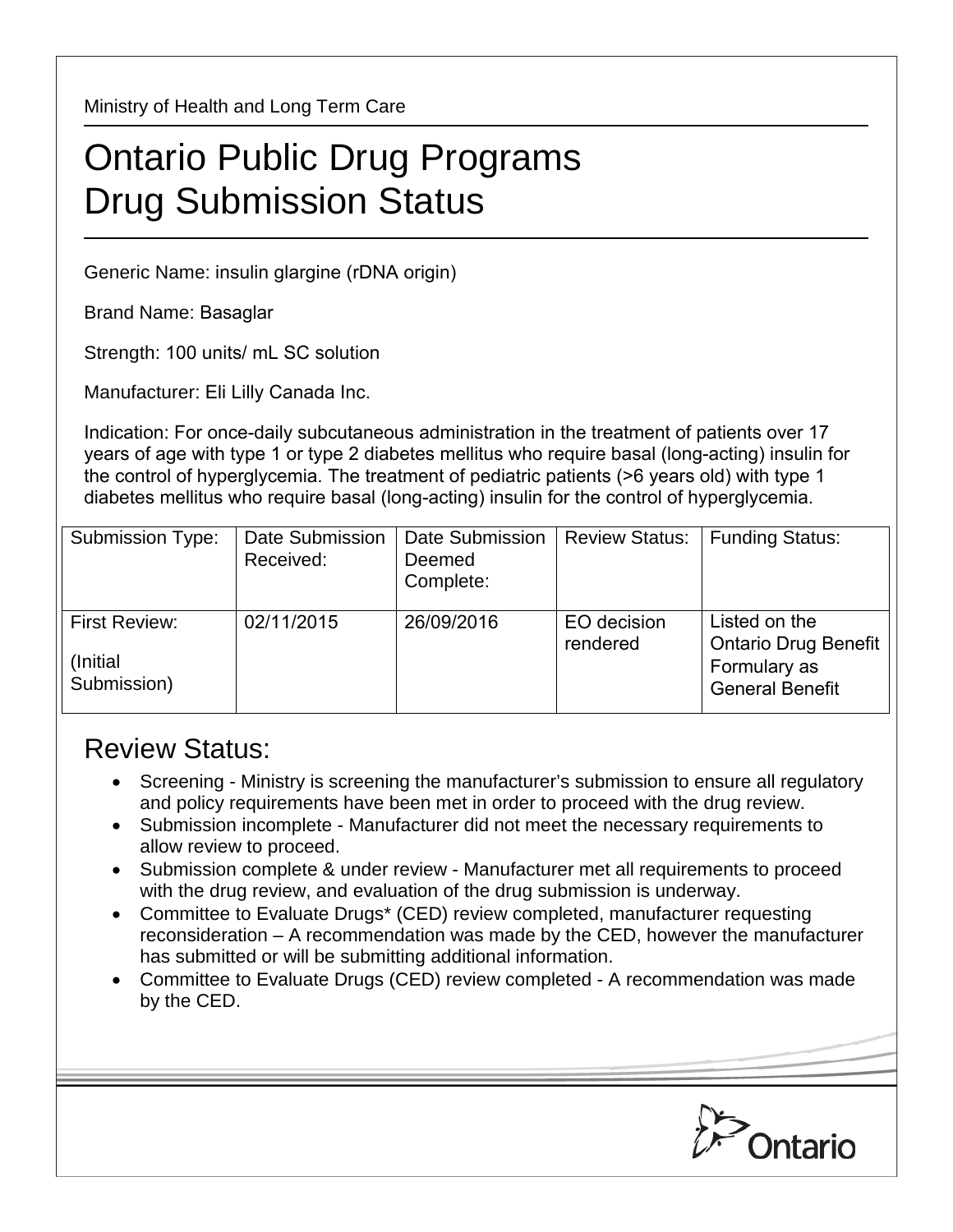Ministry of Health and Long Term Care

# Ontario Public Drug Programs
# Drug Submission Status

Generic Name: insulin glargine (rDNA origin)

Brand Name: Basaglar

Strength: 100 units/ mL SC solution

Manufacturer: Eli Lilly Canada Inc.

Indication: For once-daily subcutaneous administration in the treatment of patients over 17 years of age with type 1 or type 2 diabetes mellitus who require basal (long-acting) insulin for the control of hyperglycemia. The treatment of pediatric patients (>6 years old) with type 1 diabetes mellitus who require basal (long-acting) insulin for the control of hyperglycemia.

| Submission Type: | Date Submission Received: | Date Submission Deemed Complete: | Review Status: | Funding Status: |
|---|---|---|---|---|
| First Review: (Initial Submission) | 02/11/2015 | 26/09/2016 | EO decision rendered | Listed on the Ontario Drug Benefit Formulary as General Benefit |

## Review Status:

- Screening - Ministry is screening the manufacturer's submission to ensure all regulatory and policy requirements have been met in order to proceed with the drug review.
- Submission incomplete - Manufacturer did not meet the necessary requirements to allow review to proceed.
- Submission complete & under review - Manufacturer met all requirements to proceed with the drug review, and evaluation of the drug submission is underway.
- Committee to Evaluate Drugs* (CED) review completed, manufacturer requesting reconsideration – A recommendation was made by the CED, however the manufacturer has submitted or will be submitting additional information.
- Committee to Evaluate Drugs (CED) review completed - A recommendation was made by the CED.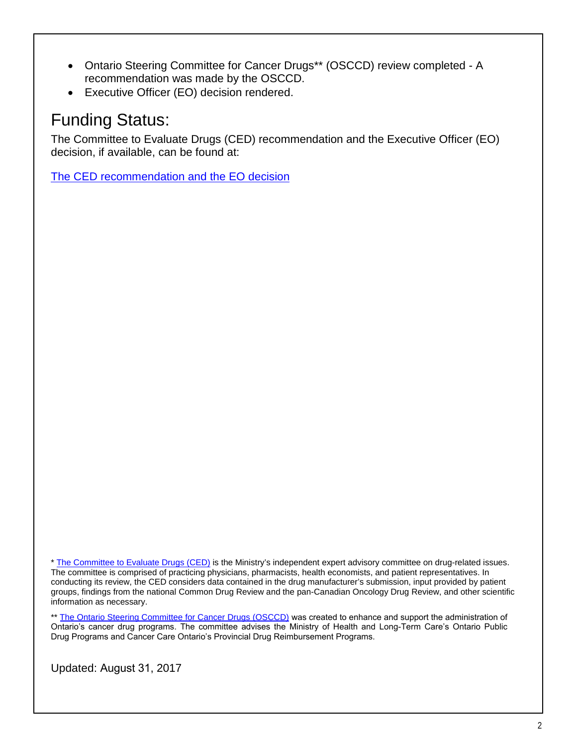- Ontario Steering Committee for Cancer Drugs** (OSCCD) review completed - A recommendation was made by the OSCCD.
- Executive Officer (EO) decision rendered.

# Funding Status:

The Committee to Evaluate Drugs (CED) recommendation and the Executive Officer (EO) decision, if available, can be found at:

The CED recommendation and the EO decision

* The Committee to Evaluate Drugs (CED) is the Ministry's independent expert advisory committee on drug-related issues. The committee is comprised of practicing physicians, pharmacists, health economists, and patient representatives. In conducting its review, the CED considers data contained in the drug manufacturer's submission, input provided by patient groups, findings from the national Common Drug Review and the pan-Canadian Oncology Drug Review, and other scientific information as necessary.

** The Ontario Steering Committee for Cancer Drugs (OSCCD) was created to enhance and support the administration of Ontario's cancer drug programs. The committee advises the Ministry of Health and Long-Term Care's Ontario Public Drug Programs and Cancer Care Ontario's Provincial Drug Reimbursement Programs.

Updated: August 31, 2017